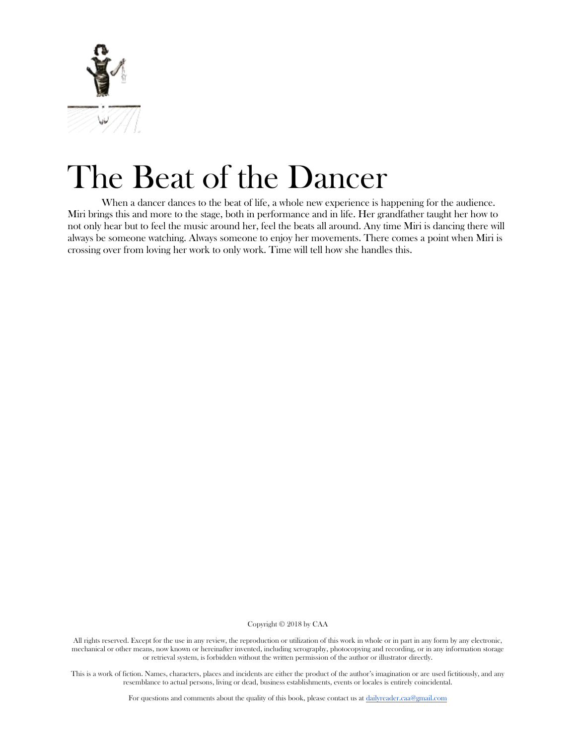# The Beat of the Dancer

When a dancer dances to the beat of life, a whole new experience is happening for the audience. Miri brings this and more to the stage, both in performance and in life. Her grandfather taught her how to not only hear but to feel the music around her, feel the beats all around. Any time Miri is dancing there will always be someone watching. Always someone to enjoy her movements. There comes a point when Miri is crossing over from loving her work to only work. Time will tell how she handles this.

Copyright © 2018 by CAA

All rights reserved. Except for the use in any review, the reproduction or utilization of this work in whole or in part in any form by any electronic, mechanical or other means, now known or hereinafter invented, including xerography, photocopying and recording, or in any information storage or retrieval system, is forbidden without the written permission of the author or illustrator directly.

This is a work of fiction. Names, characters, places and incidents are either the product of the author's imagination or are used fictitiously, and any resemblance to actual persons, living or dead, business establishments, events or locales is entirely coincidental.

For questions and comments about the quality of this book, please contact us at dailyreader.caa@gmail.com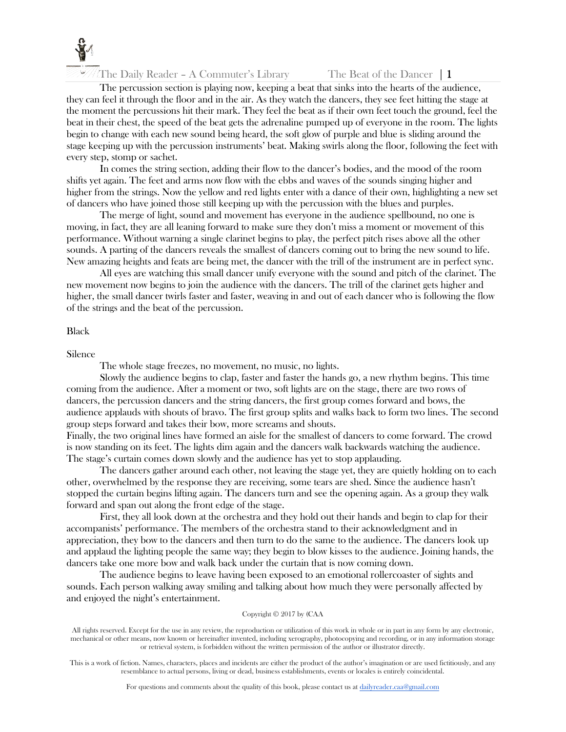The percussion section is playing now, keeping a beat that sinks into the hearts of the audience, they can feel it through the floor and in the air. As they watch the dancers, they see feet hitting the stage at the moment the percussions hit their mark. They feel the beat as if their own feet touch the ground, feel the beat in their chest, the speed of the beat gets the adrenaline pumped up of everyone in the room. The lights begin to change with each new sound being heard, the soft glow of purple and blue is sliding around the stage keeping up with the percussion instruments' beat. Making swirls along the floor, following the feet with every step, stomp or sachet.

In comes the string section, adding their flow to the dancer's bodies, and the mood of the room shifts yet again. The feet and arms now flow with the ebbs and waves of the sounds singing higher and higher from the strings. Now the yellow and red lights enter with a dance of their own, highlighting a new set of dancers who have joined those still keeping up with the percussion with the blues and purples.

The merge of light, sound and movement has everyone in the audience spellbound, no one is moving, in fact, they are all leaning forward to make sure they don't miss a moment or movement of this performance. Without warning a single clarinet begins to play, the perfect pitch rises above all the other sounds. A parting of the dancers reveals the smallest of dancers coming out to bring the new sound to life. New amazing heights and feats are being met, the dancer with the trill of the instrument are in perfect sync.

All eyes are watching this small dancer unify everyone with the sound and pitch of the clarinet. The new movement now begins to join the audience with the dancers. The trill of the clarinet gets higher and higher, the small dancer twirls faster and faster, weaving in and out of each dancer who is following the flow of the strings and the beat of the percussion.

Black

Silence

The whole stage freezes, no movement, no music, no lights.

Slowly the audience begins to clap, faster and faster the hands go, a new rhythm begins. This time coming from the audience. After a moment or two, soft lights are on the stage, there are two rows of dancers, the percussion dancers and the string dancers, the first group comes forward and bows, the audience applauds with shouts of bravo. The first group splits and walks back to form two lines. The second group steps forward and takes their bow, more screams and shouts.

Finally, the two original lines have formed an aisle for the smallest of dancers to come forward. The crowd is now standing on its feet. The lights dim again and the dancers walk backwards watching the audience. The stage's curtain comes down slowly and the audience has yet to stop applauding.

The dancers gather around each other, not leaving the stage yet, they are quietly holding on to each other, overwhelmed by the response they are receiving, some tears are shed. Since the audience hasn't stopped the curtain begins lifting again. The dancers turn and see the opening again. As a group they walk forward and span out along the front edge of the stage.

First, they all look down at the orchestra and they hold out their hands and begin to clap for their accompanists' performance. The members of the orchestra stand to their acknowledgment and in appreciation, they bow to the dancers and then turn to do the same to the audience. The dancers look up and applaud the lighting people the same way; they begin to blow kisses to the audience. Joining hands, the dancers take one more bow and walk back under the curtain that is now coming down.

The audience begins to leave having been exposed to an emotional rollercoaster of sights and sounds. Each person walking away smiling and talking about how much they were personally affected by and enjoyed the night's entertainment.

Copyright © 2017 by (CAA

All rights reserved. Except for the use in any review, the reproduction or utilization of this work in whole or in part in any form by any electronic, mechanical or other means, now known or hereinafter invented, including xerography, photocopying and recording, or in any information storage or retrieval system, is forbidden without the written permission of the author or illustrator directly.

This is a work of fiction. Names, characters, places and incidents are either the product of the author's imagination or are used fictitiously, and any resemblance to actual persons, living or dead, business establishments, events or locales is entirely coincidental.

For questions and comments about the quality of this book, please contact us at dailyreader.caa@gmail.com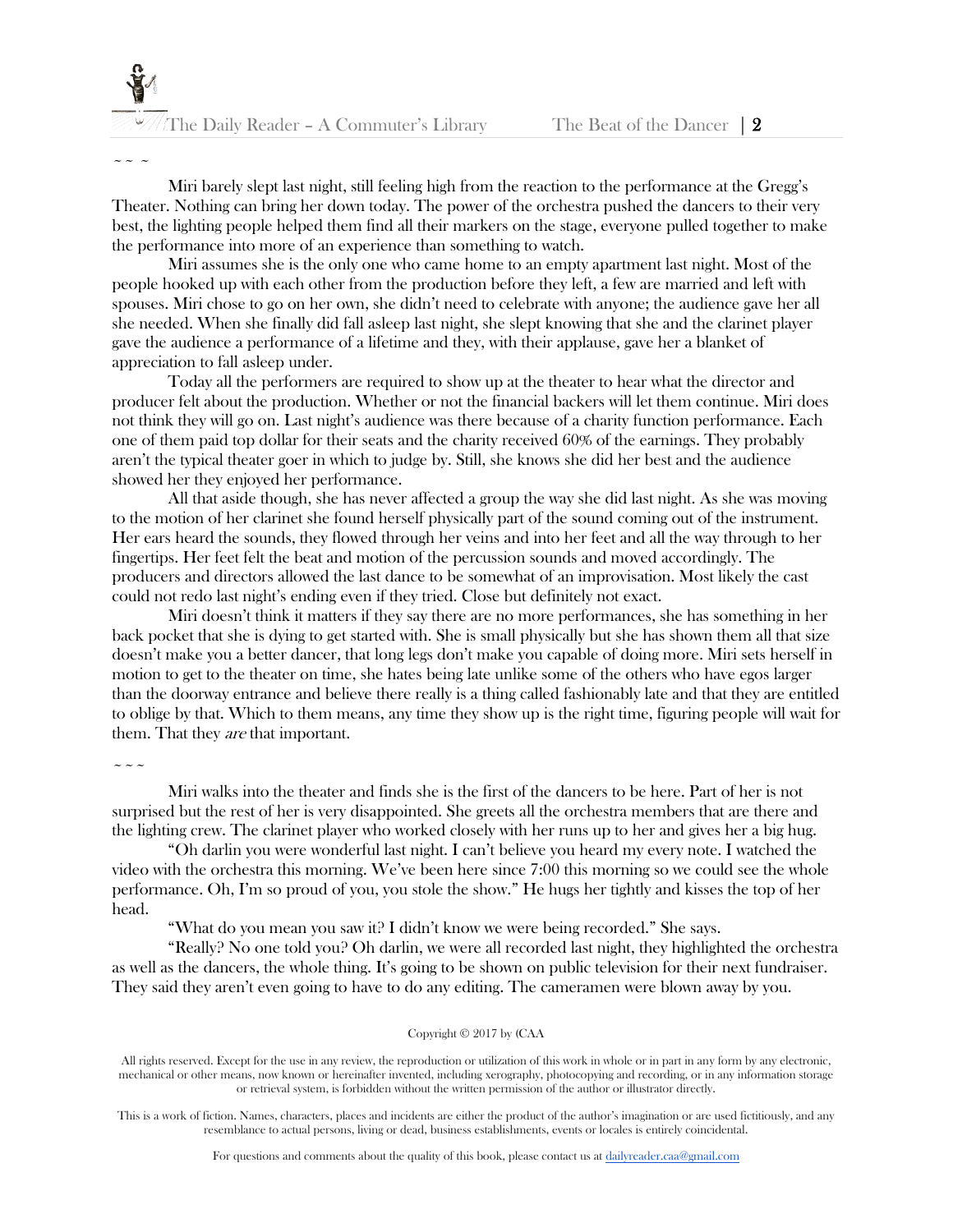~ ~ ~

Miri barely slept last night, still feeling high from the reaction to the performance at the Gregg's Theater. Nothing can bring her down today. The power of the orchestra pushed the dancers to their very best, the lighting people helped them find all their markers on the stage, everyone pulled together to make the performance into more of an experience than something to watch.

Miri assumes she is the only one who came home to an empty apartment last night. Most of the people hooked up with each other from the production before they left, a few are married and left with spouses. Miri chose to go on her own, she didn't need to celebrate with anyone; the audience gave her all she needed. When she finally did fall asleep last night, she slept knowing that she and the clarinet player gave the audience a performance of a lifetime and they, with their applause, gave her a blanket of appreciation to fall asleep under.

Today all the performers are required to show up at the theater to hear what the director and producer felt about the production. Whether or not the financial backers will let them continue. Miri does not think they will go on. Last night's audience was there because of a charity function performance. Each one of them paid top dollar for their seats and the charity received 60% of the earnings. They probably aren't the typical theater goer in which to judge by. Still, she knows she did her best and the audience showed her they enjoyed her performance.

All that aside though, she has never affected a group the way she did last night. As she was moving to the motion of her clarinet she found herself physically part of the sound coming out of the instrument. Her ears heard the sounds, they flowed through her veins and into her feet and all the way through to her fingertips. Her feet felt the beat and motion of the percussion sounds and moved accordingly. The producers and directors allowed the last dance to be somewhat of an improvisation. Most likely the cast could not redo last night's ending even if they tried. Close but definitely not exact.

Miri doesn't think it matters if they say there are no more performances, she has something in her back pocket that she is dying to get started with. She is small physically but she has shown them all that size doesn't make you a better dancer, that long legs don't make you capable of doing more. Miri sets herself in motion to get to the theater on time, she hates being late unlike some of the others who have egos larger than the doorway entrance and believe there really is a thing called fashionably late and that they are entitled to oblige by that. Which to them means, any time they show up is the right time, figuring people will wait for them. That they *are* that important.

~ ~ ~

Miri walks into the theater and finds she is the first of the dancers to be here. Part of her is not surprised but the rest of her is very disappointed. She greets all the orchestra members that are there and the lighting crew. The clarinet player who worked closely with her runs up to her and gives her a big hug.

"Oh darlin you were wonderful last night. I can't believe you heard my every note. I watched the video with the orchestra this morning. We've been here since 7:00 this morning so we could see the whole performance. Oh, I'm so proud of you, you stole the show." He hugs her tightly and kisses the top of her head.

"What do you mean you saw it? I didn't know we were being recorded." She says.

"Really? No one told you? Oh darlin, we were all recorded last night, they highlighted the orchestra as well as the dancers, the whole thing. It's going to be shown on public television for their next fundraiser. They said they aren't even going to have to do any editing. The cameramen were blown away by you.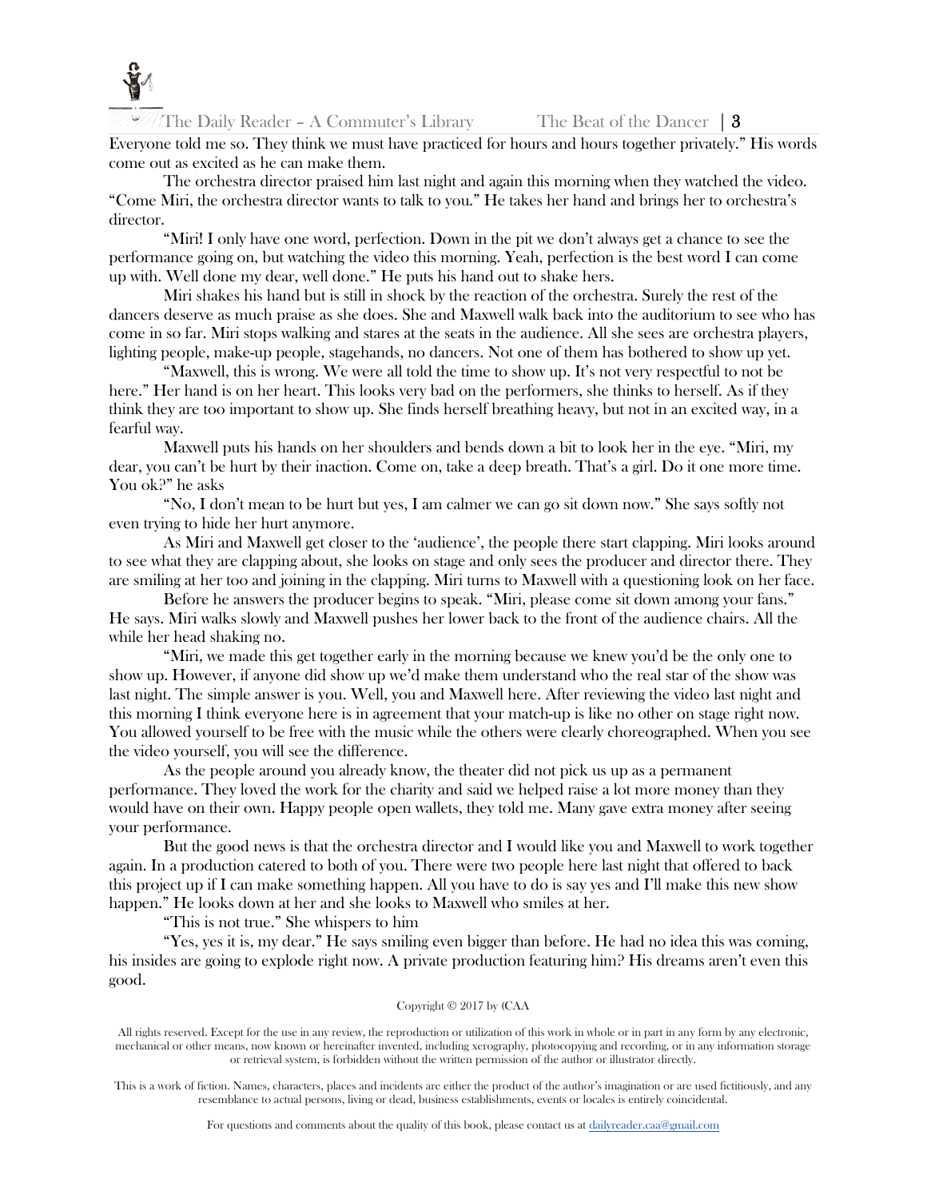Everyone told me so. They think we must have practiced for hours and hours together privately." His words come out as excited as he can make them.

The orchestra director praised him last night and again this morning when they watched the video. "Come Miri, the orchestra director wants to talk to you." He takes her hand and brings her to orchestra's director.

"Miri! I only have one word, perfection. Down in the pit we don't always get a chance to see the performance going on, but watching the video this morning. Yeah, perfection is the best word I can come up with. Well done my dear, well done." He puts his hand out to shake hers.

Miri shakes his hand but is still in shock by the reaction of the orchestra. Surely the rest of the dancers deserve as much praise as she does. She and Maxwell walk back into the auditorium to see who has come in so far. Miri stops walking and stares at the seats in the audience. All she sees are orchestra players, lighting people, make-up people, stagehands, no dancers. Not one of them has bothered to show up yet.

"Maxwell, this is wrong. We were all told the time to show up. It's not very respectful to not be here." Her hand is on her heart. This looks very bad on the performers, she thinks to herself. As if they think they are too important to show up. She finds herself breathing heavy, but not in an excited way, in a fearful way.

Maxwell puts his hands on her shoulders and bends down a bit to look her in the eye. "Miri, my dear, you can't be hurt by their inaction. Come on, take a deep breath. That's a girl. Do it one more time. You ok?" he asks

"No, I don't mean to be hurt but yes, I am calmer we can go sit down now." She says softly not even trying to hide her hurt anymore.

As Miri and Maxwell get closer to the 'audience', the people there start clapping. Miri looks around to see what they are clapping about, she looks on stage and only sees the producer and director there. They are smiling at her too and joining in the clapping. Miri turns to Maxwell with a questioning look on her face.

Before he answers the producer begins to speak. "Miri, please come sit down among your fans." He says. Miri walks slowly and Maxwell pushes her lower back to the front of the audience chairs. All the while her head shaking no.

"Miri, we made this get together early in the morning because we knew you'd be the only one to show up. However, if anyone did show up we'd make them understand who the real star of the show was last night. The simple answer is you. Well, you and Maxwell here. After reviewing the video last night and this morning I think everyone here is in agreement that your match-up is like no other on stage right now. You allowed yourself to be free with the music while the others were clearly choreographed. When you see the video yourself, you will see the difference.

As the people around you already know, the theater did not pick us up as a permanent performance. They loved the work for the charity and said we helped raise a lot more money than they would have on their own. Happy people open wallets, they told me. Many gave extra money after seeing your performance.

But the good news is that the orchestra director and I would like you and Maxwell to work together again. In a production catered to both of you. There were two people here last night that offered to back this project up if I can make something happen. All you have to do is say yes and I'll make this new show happen." He looks down at her and she looks to Maxwell who smiles at her.

"This is not true." She whispers to him

"Yes, yes it is, my dear." He says smiling even bigger than before. He had no idea this was coming, his insides are going to explode right now. A private production featuring him? His dreams aren't even this good.

Copyright © 2017 by (CAA

All rights reserved. Except for the use in any review, the reproduction or utilization of this work in whole or in part in any form by any electronic, mechanical or other means, now known or hereinafter invented, including xerography, photocopying and recording, or in any information storage or retrieval system, is forbidden without the written permission of the author or illustrator directly.

This is a work of fiction. Names, characters, places and incidents are either the product of the author's imagination or are used fictitiously, and any resemblance to actual persons, living or dead, business establishments, events or locales is entirely coincidental.

For questions and comments about the quality of this book, please contact us at dailyreader.caa@gmail.com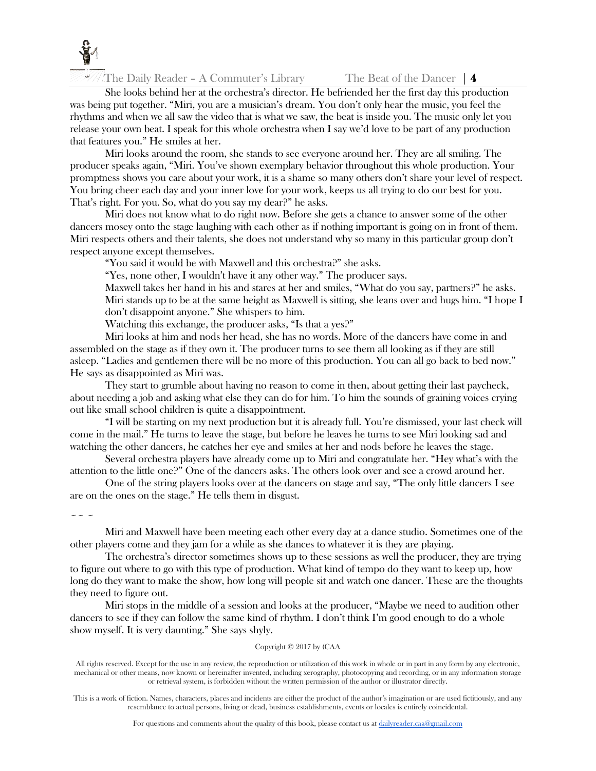She looks behind her at the orchestra's director. He befriended her the first day this production was being put together. "Miri, you are a musician's dream. You don't only hear the music, you feel the rhythms and when we all saw the video that is what we saw, the beat is inside you. The music only let you release your own beat. I speak for this whole orchestra when I say we'd love to be part of any production that features you." He smiles at her.

Miri looks around the room, she stands to see everyone around her. They are all smiling. The producer speaks again, "Miri. You've shown exemplary behavior throughout this whole production. Your promptness shows you care about your work, it is a shame so many others don't share your level of respect. You bring cheer each day and your inner love for your work, keeps us all trying to do our best for you. That's right. For you. So, what do you say my dear?" he asks.

Miri does not know what to do right now. Before she gets a chance to answer some of the other dancers mosey onto the stage laughing with each other as if nothing important is going on in front of them. Miri respects others and their talents, she does not understand why so many in this particular group don't respect anyone except themselves.

"You said it would be with Maxwell and this orchestra?" she asks.

"Yes, none other, I wouldn't have it any other way." The producer says.

Maxwell takes her hand in his and stares at her and smiles, "What do you say, partners?" he asks.

Miri stands up to be at the same height as Maxwell is sitting, she leans over and hugs him. "I hope I don't disappoint anyone." She whispers to him.

Watching this exchange, the producer asks, "Is that a yes?"

Miri looks at him and nods her head, she has no words. More of the dancers have come in and assembled on the stage as if they own it. The producer turns to see them all looking as if they are still asleep. "Ladies and gentlemen there will be no more of this production. You can all go back to bed now." He says as disappointed as Miri was.

They start to grumble about having no reason to come in then, about getting their last paycheck, about needing a job and asking what else they can do for him. To him the sounds of graining voices crying out like small school children is quite a disappointment.

"I will be starting on my next production but it is already full. You're dismissed, your last check will come in the mail." He turns to leave the stage, but before he leaves he turns to see Miri looking sad and watching the other dancers, he catches her eye and smiles at her and nods before he leaves the stage.

Several orchestra players have already come up to Miri and congratulate her. "Hey what's with the attention to the little one?" One of the dancers asks. The others look over and see a crowd around her.

One of the string players looks over at the dancers on stage and say, "The only little dancers I see are on the ones on the stage." He tells them in disgust.

~ ~ ~

Miri and Maxwell have been meeting each other every day at a dance studio. Sometimes one of the other players come and they jam for a while as she dances to whatever it is they are playing.

The orchestra's director sometimes shows up to these sessions as well the producer, they are trying to figure out where to go with this type of production. What kind of tempo do they want to keep up, how long do they want to make the show, how long will people sit and watch one dancer. These are the thoughts they need to figure out.

Miri stops in the middle of a session and looks at the producer, "Maybe we need to audition other dancers to see if they can follow the same kind of rhythm. I don't think I'm good enough to do a whole show myself. It is very daunting." She says shyly.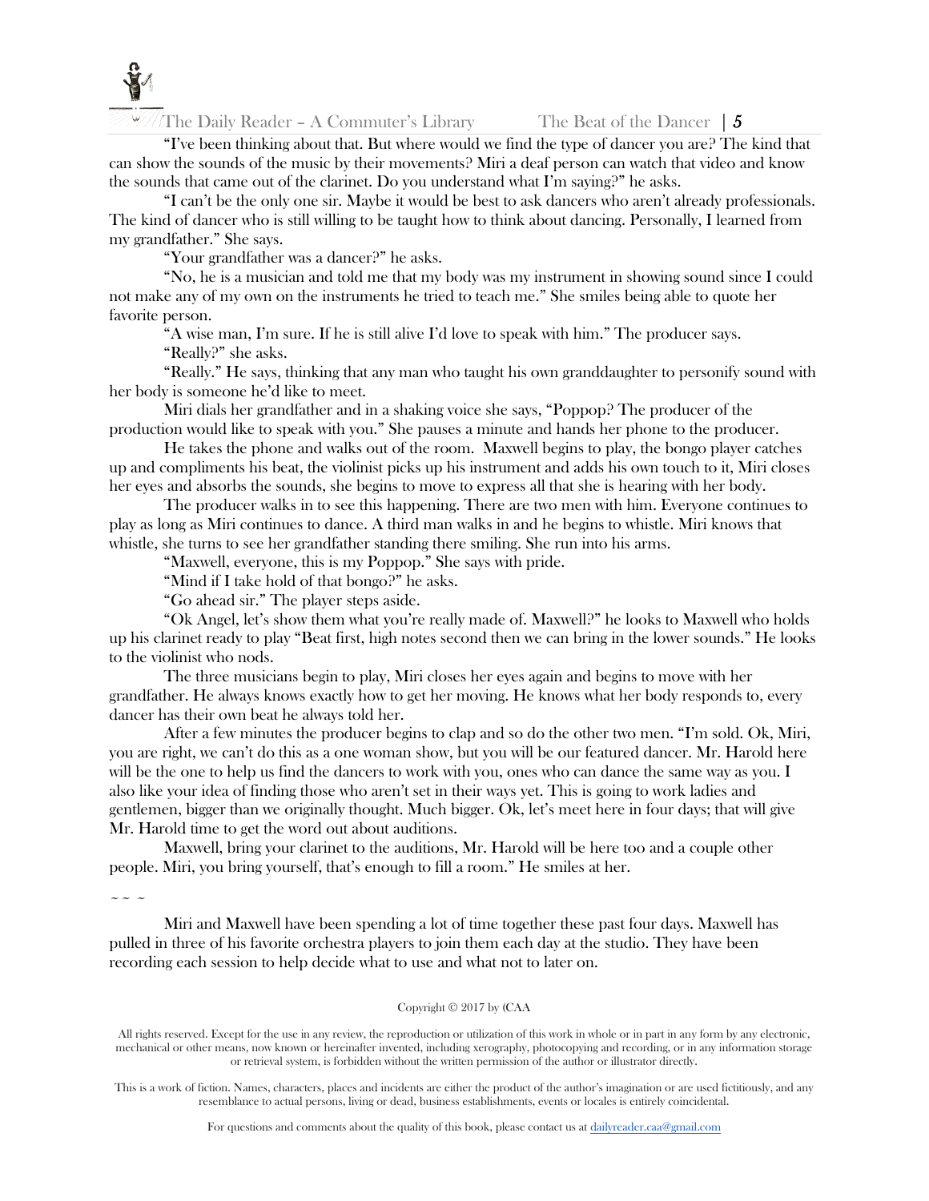"I've been thinking about that. But where would we find the type of dancer you are? The kind that can show the sounds of the music by their movements? Miri a deaf person can watch that video and know the sounds that came out of the clarinet. Do you understand what I'm saying?" he asks.

"I can't be the only one sir. Maybe it would be best to ask dancers who aren't already professionals. The kind of dancer who is still willing to be taught how to think about dancing. Personally, I learned from my grandfather." She says.

"Your grandfather was a dancer?" he asks.

"No, he is a musician and told me that my body was my instrument in showing sound since I could not make any of my own on the instruments he tried to teach me." She smiles being able to quote her favorite person.

"A wise man, I'm sure. If he is still alive I'd love to speak with him." The producer says.

"Really?" she asks.

"Really." He says, thinking that any man who taught his own granddaughter to personify sound with her body is someone he'd like to meet.

Miri dials her grandfather and in a shaking voice she says, "Poppop? The producer of the production would like to speak with you." She pauses a minute and hands her phone to the producer.

He takes the phone and walks out of the room. Maxwell begins to play, the bongo player catches up and compliments his beat, the violinist picks up his instrument and adds his own touch to it, Miri closes her eyes and absorbs the sounds, she begins to move to express all that she is hearing with her body.

The producer walks in to see this happening. There are two men with him. Everyone continues to play as long as Miri continues to dance. A third man walks in and he begins to whistle. Miri knows that whistle, she turns to see her grandfather standing there smiling. She run into his arms.

"Maxwell, everyone, this is my Poppop." She says with pride.

"Mind if I take hold of that bongo?" he asks.

"Go ahead sir." The player steps aside.

"Ok Angel, let's show them what you're really made of. Maxwell?" he looks to Maxwell who holds up his clarinet ready to play "Beat first, high notes second then we can bring in the lower sounds." He looks to the violinist who nods.

The three musicians begin to play, Miri closes her eyes again and begins to move with her grandfather. He always knows exactly how to get her moving. He knows what her body responds to, every dancer has their own beat he always told her.

After a few minutes the producer begins to clap and so do the other two men. "I'm sold. Ok, Miri, you are right, we can't do this as a one woman show, but you will be our featured dancer. Mr. Harold here will be the one to help us find the dancers to work with you, ones who can dance the same way as you. I also like your idea of finding those who aren't set in their ways yet. This is going to work ladies and gentlemen, bigger than we originally thought. Much bigger. Ok, let's meet here in four days; that will give Mr. Harold time to get the word out about auditions.

Maxwell, bring your clarinet to the auditions, Mr. Harold will be here too and a couple other people. Miri, you bring yourself, that's enough to fill a room." He smiles at her.

~ ~ ~

Miri and Maxwell have been spending a lot of time together these past four days. Maxwell has pulled in three of his favorite orchestra players to join them each day at the studio. They have been recording each session to help decide what to use and what not to later on.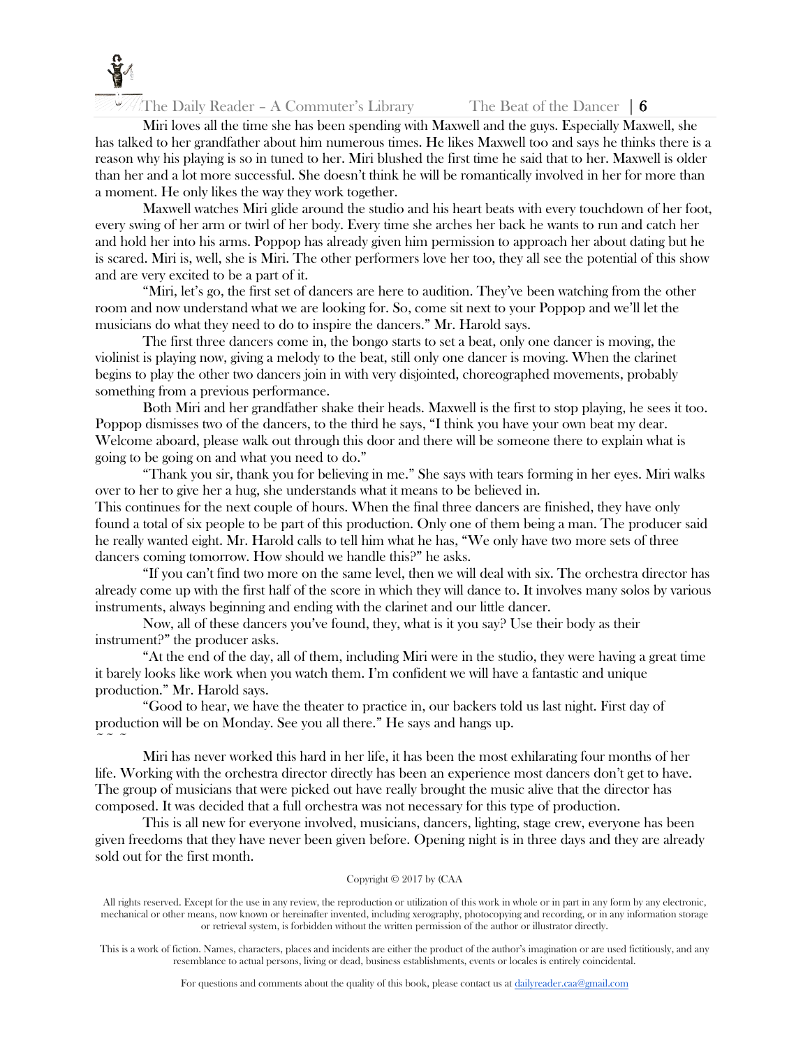Miri loves all the time she has been spending with Maxwell and the guys. Especially Maxwell, she has talked to her grandfather about him numerous times. He likes Maxwell too and says he thinks there is a reason why his playing is so in tuned to her. Miri blushed the first time he said that to her. Maxwell is older than her and a lot more successful. She doesn't think he will be romantically involved in her for more than a moment. He only likes the way they work together.

Maxwell watches Miri glide around the studio and his heart beats with every touchdown of her foot, every swing of her arm or twirl of her body. Every time she arches her back he wants to run and catch her and hold her into his arms. Poppop has already given him permission to approach her about dating but he is scared. Miri is, well, she is Miri. The other performers love her too, they all see the potential of this show and are very excited to be a part of it.

"Miri, let's go, the first set of dancers are here to audition. They've been watching from the other room and now understand what we are looking for. So, come sit next to your Poppop and we'll let the musicians do what they need to do to inspire the dancers." Mr. Harold says.

The first three dancers come in, the bongo starts to set a beat, only one dancer is moving, the violinist is playing now, giving a melody to the beat, still only one dancer is moving. When the clarinet begins to play the other two dancers join in with very disjointed, choreographed movements, probably something from a previous performance.

Both Miri and her grandfather shake their heads. Maxwell is the first to stop playing, he sees it too. Poppop dismisses two of the dancers, to the third he says, "I think you have your own beat my dear. Welcome aboard, please walk out through this door and there will be someone there to explain what is going to be going on and what you need to do."

"Thank you sir, thank you for believing in me." She says with tears forming in her eyes. Miri walks over to her to give her a hug, she understands what it means to be believed in.

This continues for the next couple of hours. When the final three dancers are finished, they have only found a total of six people to be part of this production. Only one of them being a man. The producer said he really wanted eight. Mr. Harold calls to tell him what he has, "We only have two more sets of three dancers coming tomorrow. How should we handle this?" he asks.

"If you can't find two more on the same level, then we will deal with six. The orchestra director has already come up with the first half of the score in which they will dance to. It involves many solos by various instruments, always beginning and ending with the clarinet and our little dancer.

Now, all of these dancers you've found, they, what is it you say? Use their body as their instrument?" the producer asks.

"At the end of the day, all of them, including Miri were in the studio, they were having a great time it barely looks like work when you watch them. I'm confident we will have a fantastic and unique production." Mr. Harold says.

"Good to hear, we have the theater to practice in, our backers told us last night. First day of production will be on Monday. See you all there." He says and hangs up.

~ ~ ~

Miri has never worked this hard in her life, it has been the most exhilarating four months of her life. Working with the orchestra director directly has been an experience most dancers don't get to have. The group of musicians that were picked out have really brought the music alive that the director has composed. It was decided that a full orchestra was not necessary for this type of production.

This is all new for everyone involved, musicians, dancers, lighting, stage crew, everyone has been given freedoms that they have never been given before. Opening night is in three days and they are already sold out for the first month.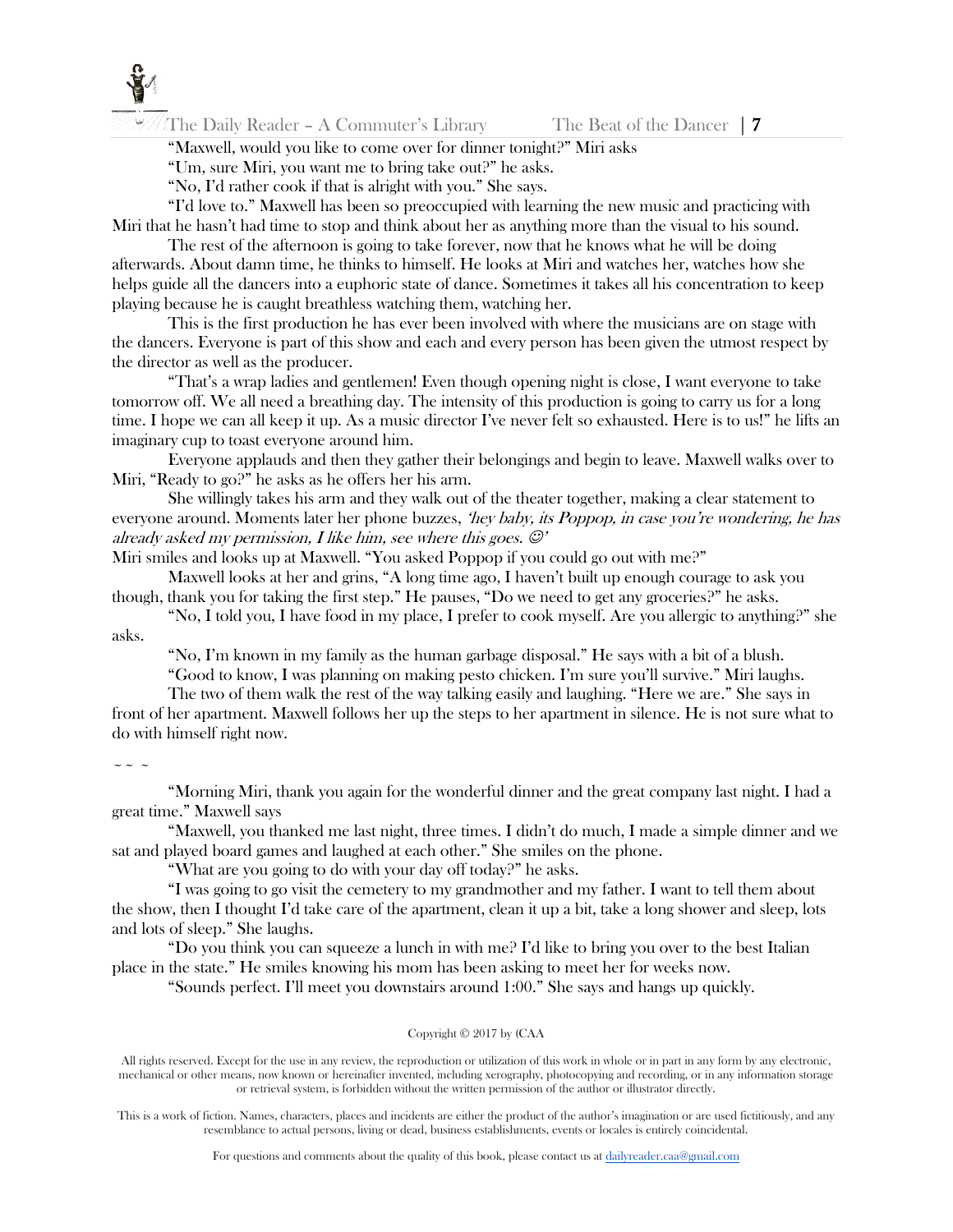"Maxwell, would you like to come over for dinner tonight?" Miri asks

"Um, sure Miri, you want me to bring take out?" he asks.

"No, I'd rather cook if that is alright with you." She says.

"I'd love to." Maxwell has been so preoccupied with learning the new music and practicing with Miri that he hasn't had time to stop and think about her as anything more than the visual to his sound.

The rest of the afternoon is going to take forever, now that he knows what he will be doing afterwards. About damn time, he thinks to himself. He looks at Miri and watches her, watches how she helps guide all the dancers into a euphoric state of dance. Sometimes it takes all his concentration to keep playing because he is caught breathless watching them, watching her.

This is the first production he has ever been involved with where the musicians are on stage with the dancers. Everyone is part of this show and each and every person has been given the utmost respect by the director as well as the producer.

"That's a wrap ladies and gentlemen! Even though opening night is close, I want everyone to take tomorrow off. We all need a breathing day. The intensity of this production is going to carry us for a long time. I hope we can all keep it up. As a music director I've never felt so exhausted. Here is to us!" he lifts an imaginary cup to toast everyone around him.

Everyone applauds and then they gather their belongings and begin to leave. Maxwell walks over to Miri, "Ready to go?" he asks as he offers her his arm.

She willingly takes his arm and they walk out of the theater together, making a clear statement to everyone around. Moments later her phone buzzes, *'hey baby, its Poppop, in case you're wondering, he has already asked my permission, I like him, see where this goes. ☺'*

Miri smiles and looks up at Maxwell. "You asked Poppop if you could go out with me?"

Maxwell looks at her and grins, "A long time ago, I haven't built up enough courage to ask you though, thank you for taking the first step." He pauses, "Do we need to get any groceries?" he asks.

"No, I told you, I have food in my place, I prefer to cook myself. Are you allergic to anything?" she asks.

"No, I'm known in my family as the human garbage disposal." He says with a bit of a blush.

"Good to know, I was planning on making pesto chicken. I'm sure you'll survive." Miri laughs.

The two of them walk the rest of the way talking easily and laughing. "Here we are." She says in front of her apartment. Maxwell follows her up the steps to her apartment in silence. He is not sure what to do with himself right now.

~ ~ ~

"Morning Miri, thank you again for the wonderful dinner and the great company last night. I had a great time." Maxwell says

"Maxwell, you thanked me last night, three times. I didn't do much, I made a simple dinner and we sat and played board games and laughed at each other." She smiles on the phone.

"What are you going to do with your day off today?" he asks.

"I was going to go visit the cemetery to my grandmother and my father. I want to tell them about the show, then I thought I'd take care of the apartment, clean it up a bit, take a long shower and sleep, lots and lots of sleep." She laughs.

"Do you think you can squeeze a lunch in with me? I'd like to bring you over to the best Italian place in the state." He smiles knowing his mom has been asking to meet her for weeks now.

"Sounds perfect. I'll meet you downstairs around 1:00." She says and hangs up quickly.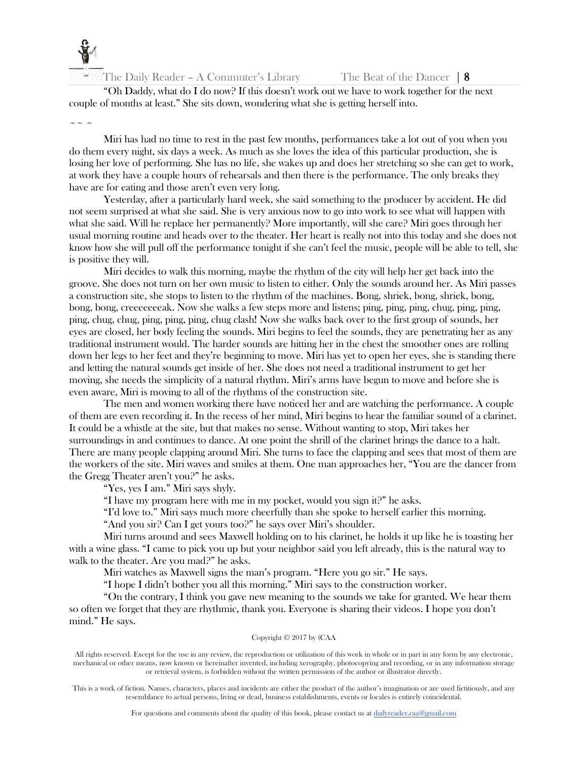"Oh Daddy, what do I do now? If this doesn't work out we have to work together for the next couple of months at least." She sits down, wondering what she is getting herself into.

~ ~ ~

Miri has had no time to rest in the past few months, performances take a lot out of you when you do them every night, six days a week. As much as she loves the idea of this particular production, she is losing her love of performing. She has no life, she wakes up and does her stretching so she can get to work, at work they have a couple hours of rehearsals and then there is the performance. The only breaks they have are for eating and those aren't even very long.

Yesterday, after a particularly hard week, she said something to the producer by accident. He did not seem surprised at what she said. She is very anxious now to go into work to see what will happen with what she said. Will he replace her permanently? More importantly, will she care? Miri goes through her usual morning routine and heads over to the theater. Her heart is really not into this today and she does not know how she will pull off the performance tonight if she can't feel the music, people will be able to tell, she is positive they will.

Miri decides to walk this morning, maybe the rhythm of the city will help her get back into the groove. She does not turn on her own music to listen to either. Only the sounds around her. As Miri passes a construction site, she stops to listen to the rhythm of the machines. Bong, shriek, bong, shriek, bong, bong, bong, creeeeeeeak. Now she walks a few steps more and listens; ping, ping, ping, chug, ping, ping, ping, chug, chug, ping, ping, ping, chug clash! Now she walks back over to the first group of sounds, her eyes are closed, her body feeling the sounds. Miri begins to feel the sounds, they are penetrating her as any traditional instrument would. The harder sounds are hitting her in the chest the smoother ones are rolling down her legs to her feet and they're beginning to move. Miri has yet to open her eyes, she is standing there and letting the natural sounds get inside of her. She does not need a traditional instrument to get her moving, she needs the simplicity of a natural rhythm. Miri's arms have begun to move and before she is even aware, Miri is moving to all of the rhythms of the construction site.

The men and women working there have noticed her and are watching the performance. A couple of them are even recording it. In the recess of her mind, Miri begins to hear the familiar sound of a clarinet. It could be a whistle at the site, but that makes no sense. Without wanting to stop, Miri takes her surroundings in and continues to dance. At one point the shrill of the clarinet brings the dance to a halt. There are many people clapping around Miri. She turns to face the clapping and sees that most of them are the workers of the site. Miri waves and smiles at them. One man approaches her, "You are the dancer from the Gregg Theater aren't you?" he asks.

"Yes, yes I am." Miri says shyly.

"I have my program here with me in my pocket, would you sign it?" he asks.

"I'd love to." Miri says much more cheerfully than she spoke to herself earlier this morning.

"And you sir? Can I get yours too?" he says over Miri's shoulder.

Miri turns around and sees Maxwell holding on to his clarinet, he holds it up like he is toasting her with a wine glass. "I came to pick you up but your neighbor said you left already, this is the natural way to walk to the theater. Are you mad?" he asks.

Miri watches as Maxwell signs the man's program. "Here you go sir." He says.

"I hope I didn't bother you all this morning." Miri says to the construction worker.

"On the contrary, I think you gave new meaning to the sounds we take for granted. We hear them so often we forget that they are rhythmic, thank you. Everyone is sharing their videos. I hope you don't mind." He says.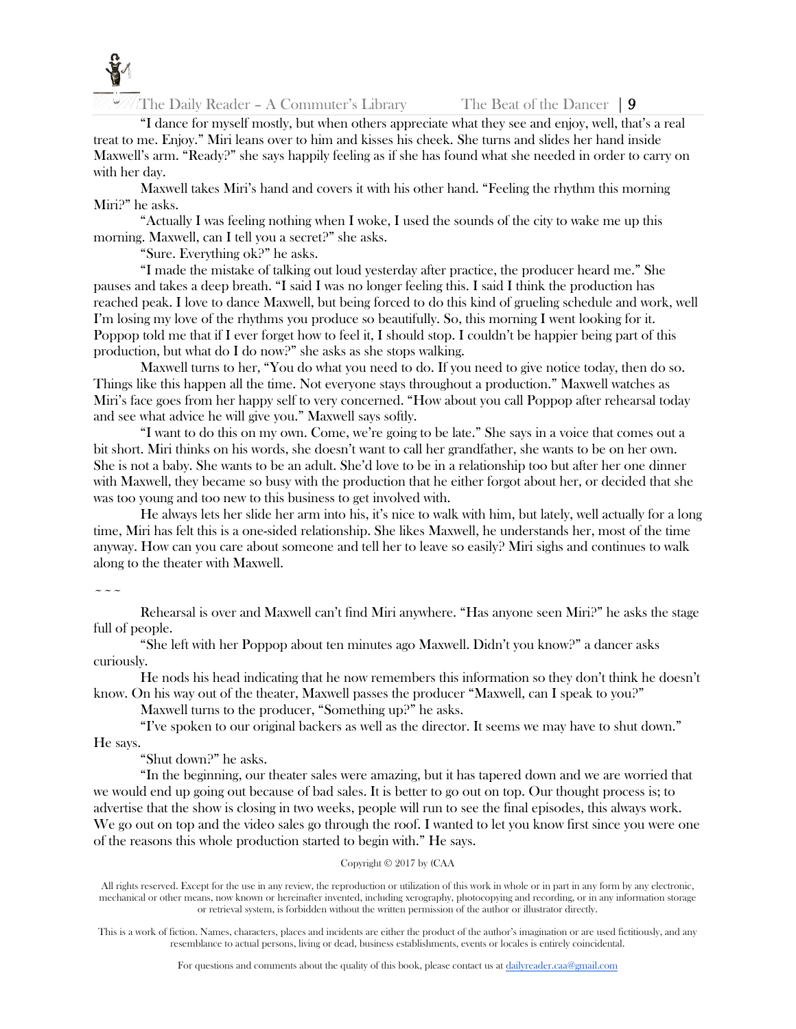"I dance for myself mostly, but when others appreciate what they see and enjoy, well, that's a real treat to me. Enjoy." Miri leans over to him and kisses his cheek. She turns and slides her hand inside Maxwell's arm. "Ready?" she says happily feeling as if she has found what she needed in order to carry on with her day.

Maxwell takes Miri's hand and covers it with his other hand. "Feeling the rhythm this morning Miri?" he asks.

"Actually I was feeling nothing when I woke, I used the sounds of the city to wake me up this morning. Maxwell, can I tell you a secret?" she asks.

"Sure. Everything ok?" he asks.

"I made the mistake of talking out loud yesterday after practice, the producer heard me." She pauses and takes a deep breath. "I said I was no longer feeling this. I said I think the production has reached peak. I love to dance Maxwell, but being forced to do this kind of grueling schedule and work, well I'm losing my love of the rhythms you produce so beautifully. So, this morning I went looking for it. Poppop told me that if I ever forget how to feel it, I should stop. I couldn't be happier being part of this production, but what do I do now?" she asks as she stops walking.

Maxwell turns to her, "You do what you need to do. If you need to give notice today, then do so. Things like this happen all the time. Not everyone stays throughout a production." Maxwell watches as Miri's face goes from her happy self to very concerned. "How about you call Poppop after rehearsal today and see what advice he will give you." Maxwell says softly.

"I want to do this on my own. Come, we're going to be late." She says in a voice that comes out a bit short. Miri thinks on his words, she doesn't want to call her grandfather, she wants to be on her own. She is not a baby. She wants to be an adult. She'd love to be in a relationship too but after her one dinner with Maxwell, they became so busy with the production that he either forgot about her, or decided that she was too young and too new to this business to get involved with.

He always lets her slide her arm into his, it's nice to walk with him, but lately, well actually for a long time, Miri has felt this is a one-sided relationship. She likes Maxwell, he understands her, most of the time anyway. How can you care about someone and tell her to leave so easily? Miri sighs and continues to walk along to the theater with Maxwell.

~ ~ ~

Rehearsal is over and Maxwell can't find Miri anywhere. "Has anyone seen Miri?" he asks the stage full of people.

"She left with her Poppop about ten minutes ago Maxwell. Didn't you know?" a dancer asks curiously.

He nods his head indicating that he now remembers this information so they don't think he doesn't know. On his way out of the theater, Maxwell passes the producer "Maxwell, can I speak to you?"

Maxwell turns to the producer, "Something up?" he asks.

"I've spoken to our original backers as well as the director. It seems we may have to shut down." He says.

"Shut down?" he asks.

"In the beginning, our theater sales were amazing, but it has tapered down and we are worried that we would end up going out because of bad sales. It is better to go out on top. Our thought process is; to advertise that the show is closing in two weeks, people will run to see the final episodes, this always work. We go out on top and the video sales go through the roof. I wanted to let you know first since you were one of the reasons this whole production started to begin with." He says.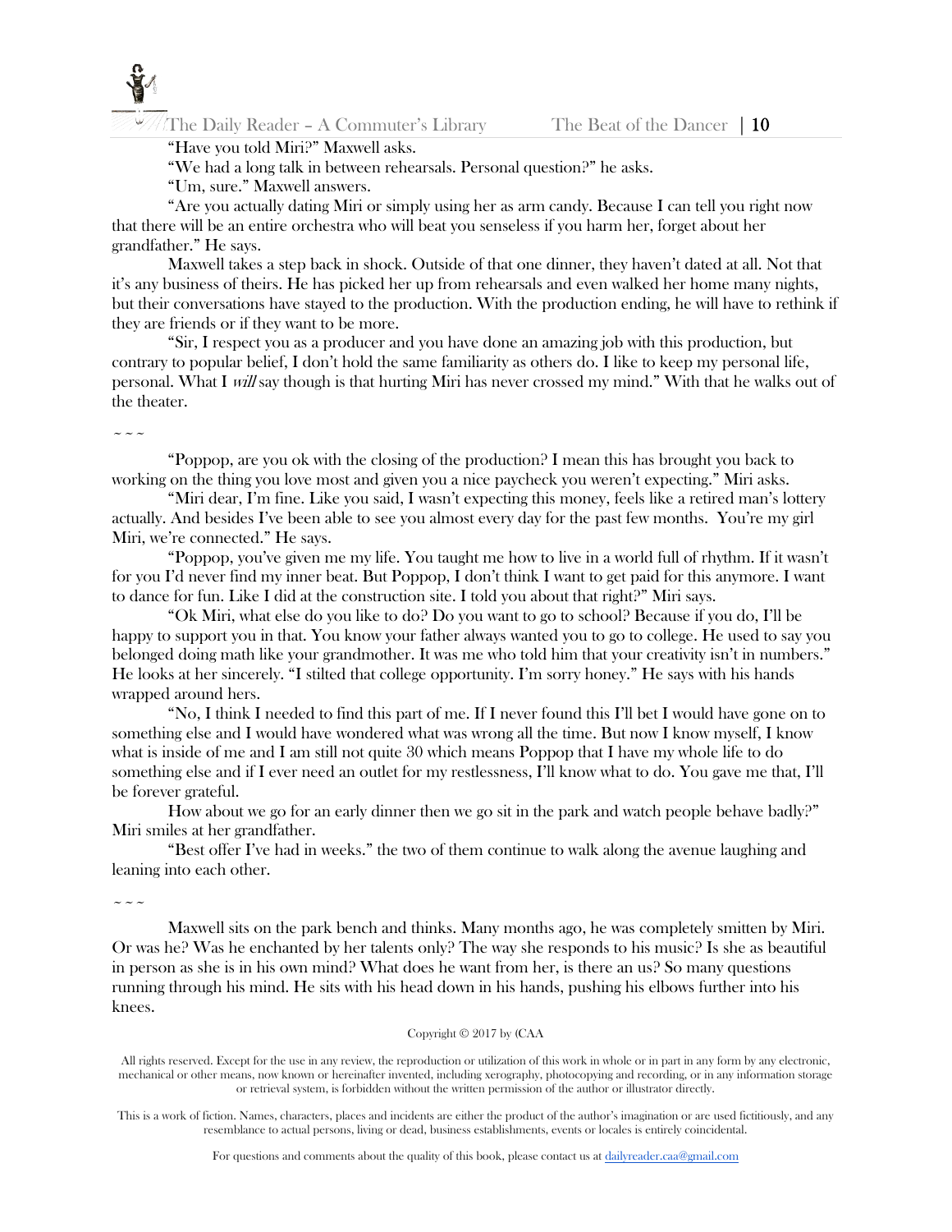"Have you told Miri?" Maxwell asks.

"We had a long talk in between rehearsals. Personal question?" he asks.

"Um, sure." Maxwell answers.

"Are you actually dating Miri or simply using her as arm candy. Because I can tell you right now that there will be an entire orchestra who will beat you senseless if you harm her, forget about her grandfather." He says.

Maxwell takes a step back in shock. Outside of that one dinner, they haven't dated at all. Not that it's any business of theirs. He has picked her up from rehearsals and even walked her home many nights, but their conversations have stayed to the production. With the production ending, he will have to rethink if they are friends or if they want to be more.

"Sir, I respect you as a producer and you have done an amazing job with this production, but contrary to popular belief, I don't hold the same familiarity as others do. I like to keep my personal life, personal. What I *will* say though is that hurting Miri has never crossed my mind." With that he walks out of the theater.

~ ~ ~

"Poppop, are you ok with the closing of the production? I mean this has brought you back to working on the thing you love most and given you a nice paycheck you weren't expecting." Miri asks.

"Miri dear, I'm fine. Like you said, I wasn't expecting this money, feels like a retired man's lottery actually. And besides I've been able to see you almost every day for the past few months. You're my girl Miri, we're connected." He says.

"Poppop, you've given me my life. You taught me how to live in a world full of rhythm. If it wasn't for you I'd never find my inner beat. But Poppop, I don't think I want to get paid for this anymore. I want to dance for fun. Like I did at the construction site. I told you about that right?" Miri says.

"Ok Miri, what else do you like to do? Do you want to go to school? Because if you do, I'll be happy to support you in that. You know your father always wanted you to go to college. He used to say you belonged doing math like your grandmother. It was me who told him that your creativity isn't in numbers." He looks at her sincerely. "I stilted that college opportunity. I'm sorry honey." He says with his hands wrapped around hers.

"No, I think I needed to find this part of me. If I never found this I'll bet I would have gone on to something else and I would have wondered what was wrong all the time. But now I know myself, I know what is inside of me and I am still not quite 30 which means Poppop that I have my whole life to do something else and if I ever need an outlet for my restlessness, I'll know what to do. You gave me that, I'll be forever grateful.

How about we go for an early dinner then we go sit in the park and watch people behave badly?" Miri smiles at her grandfather.

"Best offer I've had in weeks." the two of them continue to walk along the avenue laughing and leaning into each other.

~ ~ ~

Maxwell sits on the park bench and thinks. Many months ago, he was completely smitten by Miri. Or was he? Was he enchanted by her talents only? The way she responds to his music? Is she as beautiful in person as she is in his own mind? What does he want from her, is there an us? So many questions running through his mind. He sits with his head down in his hands, pushing his elbows further into his knees.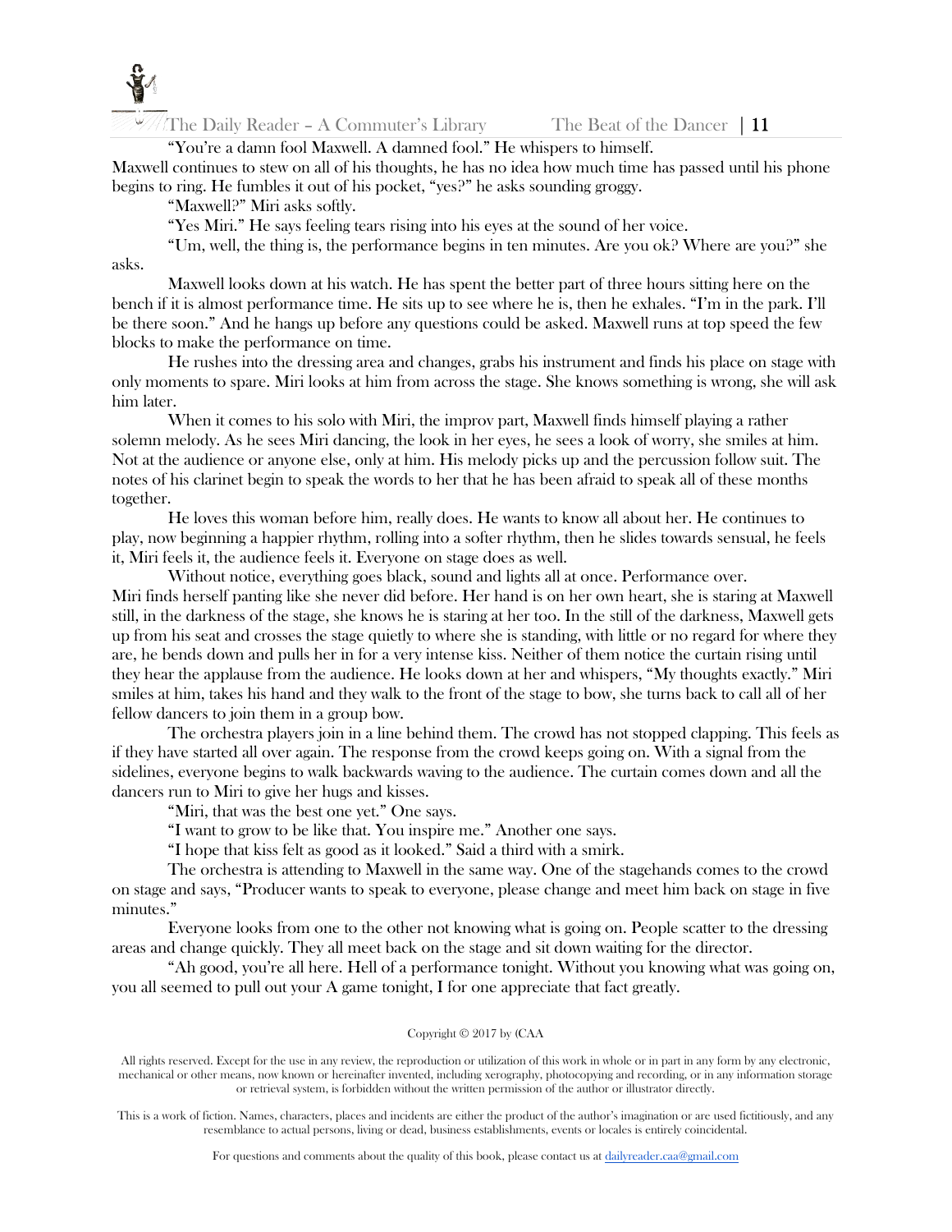"You're a damn fool Maxwell. A damned fool." He whispers to himself.

Maxwell continues to stew on all of his thoughts, he has no idea how much time has passed until his phone begins to ring. He fumbles it out of his pocket, "yes?" he asks sounding groggy.

"Maxwell?" Miri asks softly.

"Yes Miri." He says feeling tears rising into his eyes at the sound of her voice.

"Um, well, the thing is, the performance begins in ten minutes. Are you ok? Where are you?" she asks.

Maxwell looks down at his watch. He has spent the better part of three hours sitting here on the bench if it is almost performance time. He sits up to see where he is, then he exhales. "I'm in the park. I'll be there soon." And he hangs up before any questions could be asked. Maxwell runs at top speed the few blocks to make the performance on time.

He rushes into the dressing area and changes, grabs his instrument and finds his place on stage with only moments to spare. Miri looks at him from across the stage. She knows something is wrong, she will ask him later.

When it comes to his solo with Miri, the improv part, Maxwell finds himself playing a rather solemn melody. As he sees Miri dancing, the look in her eyes, he sees a look of worry, she smiles at him. Not at the audience or anyone else, only at him. His melody picks up and the percussion follow suit. The notes of his clarinet begin to speak the words to her that he has been afraid to speak all of these months together.

He loves this woman before him, really does. He wants to know all about her. He continues to play, now beginning a happier rhythm, rolling into a softer rhythm, then he slides towards sensual, he feels it, Miri feels it, the audience feels it. Everyone on stage does as well.

Without notice, everything goes black, sound and lights all at once. Performance over.

Miri finds herself panting like she never did before. Her hand is on her own heart, she is staring at Maxwell still, in the darkness of the stage, she knows he is staring at her too. In the still of the darkness, Maxwell gets up from his seat and crosses the stage quietly to where she is standing, with little or no regard for where they are, he bends down and pulls her in for a very intense kiss. Neither of them notice the curtain rising until they hear the applause from the audience. He looks down at her and whispers, "My thoughts exactly." Miri smiles at him, takes his hand and they walk to the front of the stage to bow, she turns back to call all of her fellow dancers to join them in a group bow.

The orchestra players join in a line behind them. The crowd has not stopped clapping. This feels as if they have started all over again. The response from the crowd keeps going on. With a signal from the sidelines, everyone begins to walk backwards waving to the audience. The curtain comes down and all the dancers run to Miri to give her hugs and kisses.

"Miri, that was the best one yet." One says.

"I want to grow to be like that. You inspire me." Another one says.

"I hope that kiss felt as good as it looked." Said a third with a smirk.

The orchestra is attending to Maxwell in the same way. One of the stagehands comes to the crowd on stage and says, "Producer wants to speak to everyone, please change and meet him back on stage in five minutes."

Everyone looks from one to the other not knowing what is going on. People scatter to the dressing areas and change quickly. They all meet back on the stage and sit down waiting for the director.

"Ah good, you're all here. Hell of a performance tonight. Without you knowing what was going on, you all seemed to pull out your A game tonight, I for one appreciate that fact greatly.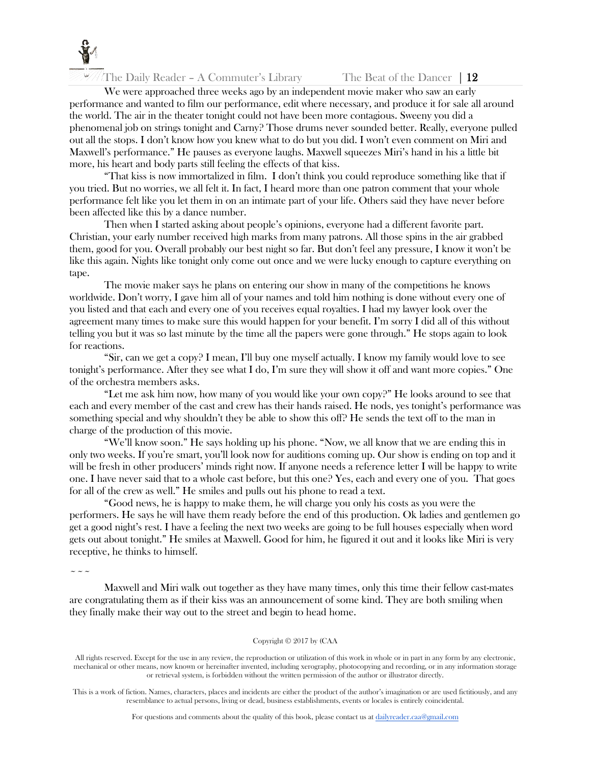We were approached three weeks ago by an independent movie maker who saw an early performance and wanted to film our performance, edit where necessary, and produce it for sale all around the world. The air in the theater tonight could not have been more contagious. Sweeny you did a phenomenal job on strings tonight and Carny? Those drums never sounded better. Really, everyone pulled out all the stops. I don't know how you knew what to do but you did. I won't even comment on Miri and Maxwell's performance." He pauses as everyone laughs. Maxwell squeezes Miri's hand in his a little bit more, his heart and body parts still feeling the effects of that kiss.

"That kiss is now immortalized in film. I don't think you could reproduce something like that if you tried. But no worries, we all felt it. In fact, I heard more than one patron comment that your whole performance felt like you let them in on an intimate part of your life. Others said they have never before been affected like this by a dance number.

Then when I started asking about people's opinions, everyone had a different favorite part. Christian, your early number received high marks from many patrons. All those spins in the air grabbed them, good for you. Overall probably our best night so far. But don't feel any pressure, I know it won't be like this again. Nights like tonight only come out once and we were lucky enough to capture everything on tape.

The movie maker says he plans on entering our show in many of the competitions he knows worldwide. Don't worry, I gave him all of your names and told him nothing is done without every one of you listed and that each and every one of you receives equal royalties. I had my lawyer look over the agreement many times to make sure this would happen for your benefit. I'm sorry I did all of this without telling you but it was so last minute by the time all the papers were gone through." He stops again to look for reactions.

"Sir, can we get a copy? I mean, I'll buy one myself actually. I know my family would love to see tonight's performance. After they see what I do, I'm sure they will show it off and want more copies." One of the orchestra members asks.

"Let me ask him now, how many of you would like your own copy?" He looks around to see that each and every member of the cast and crew has their hands raised. He nods, yes tonight's performance was something special and why shouldn't they be able to show this off? He sends the text off to the man in charge of the production of this movie.

"We'll know soon." He says holding up his phone. "Now, we all know that we are ending this in only two weeks. If you're smart, you'll look now for auditions coming up. Our show is ending on top and it will be fresh in other producers' minds right now. If anyone needs a reference letter I will be happy to write one. I have never said that to a whole cast before, but this one? Yes, each and every one of you. That goes for all of the crew as well." He smiles and pulls out his phone to read a text.

"Good news, he is happy to make them, he will charge you only his costs as you were the performers. He says he will have them ready before the end of this production. Ok ladies and gentlemen go get a good night's rest. I have a feeling the next two weeks are going to be full houses especially when word gets out about tonight." He smiles at Maxwell. Good for him, he figured it out and it looks like Miri is very receptive, he thinks to himself.

~ ~ ~

Maxwell and Miri walk out together as they have many times, only this time their fellow cast-mates are congratulating them as if their kiss was an announcement of some kind. They are both smiling when they finally make their way out to the street and begin to head home.

Copyright © 2017 by (CAA

All rights reserved. Except for the use in any review, the reproduction or utilization of this work in whole or in part in any form by any electronic, mechanical or other means, now known or hereinafter invented, including xerography, photocopying and recording, or in any information storage or retrieval system, is forbidden without the written permission of the author or illustrator directly.

This is a work of fiction. Names, characters, places and incidents are either the product of the author's imagination or are used fictitiously, and any resemblance to actual persons, living or dead, business establishments, events or locales is entirely coincidental.

For questions and comments about the quality of this book, please contact us at dailyreader.caa@gmail.com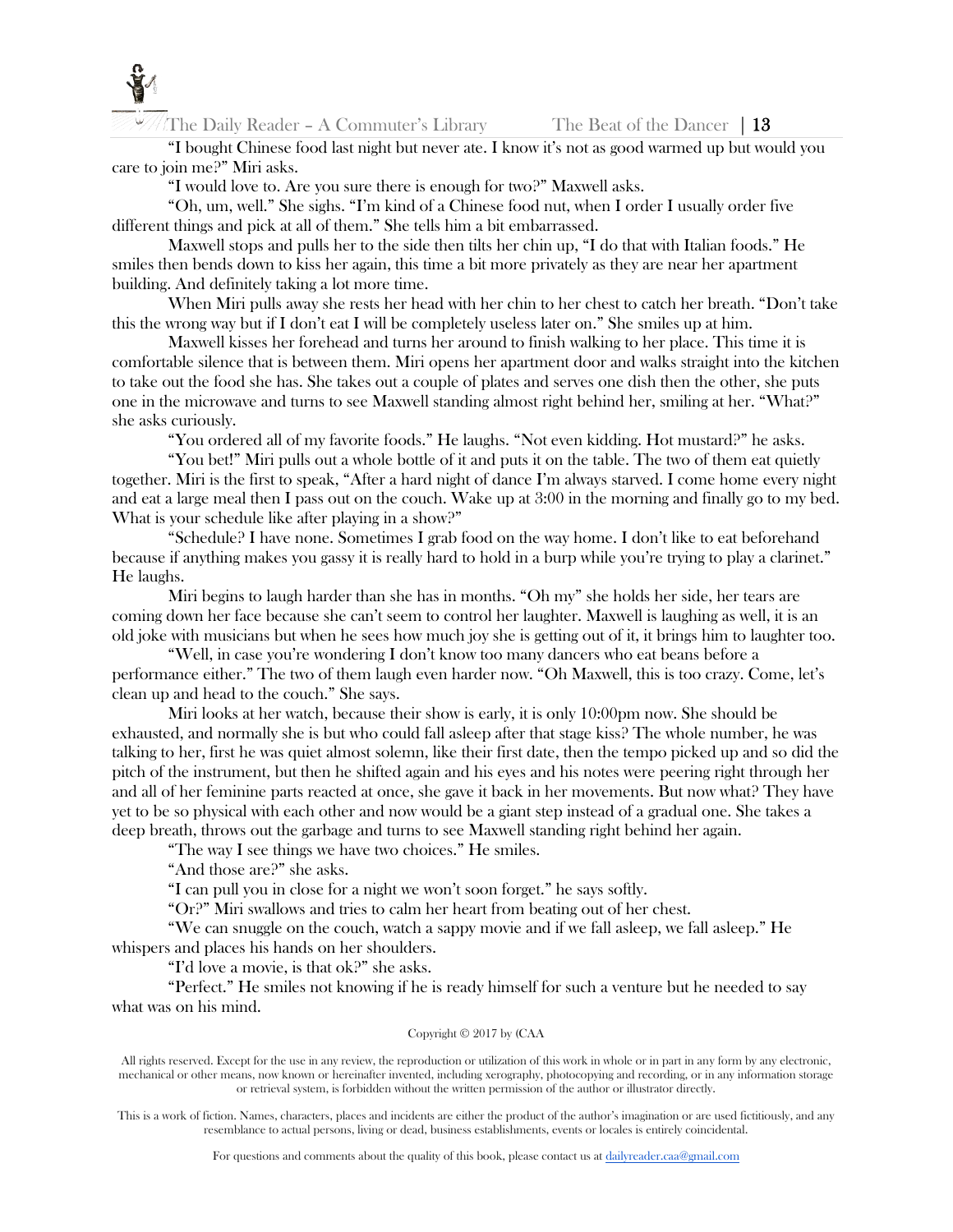"I bought Chinese food last night but never ate. I know it's not as good warmed up but would you care to join me?" Miri asks.

"I would love to. Are you sure there is enough for two?" Maxwell asks.

"Oh, um, well." She sighs. "I'm kind of a Chinese food nut, when I order I usually order five different things and pick at all of them." She tells him a bit embarrassed.

Maxwell stops and pulls her to the side then tilts her chin up, "I do that with Italian foods." He smiles then bends down to kiss her again, this time a bit more privately as they are near her apartment building. And definitely taking a lot more time.

When Miri pulls away she rests her head with her chin to her chest to catch her breath. "Don't take this the wrong way but if I don't eat I will be completely useless later on." She smiles up at him.

Maxwell kisses her forehead and turns her around to finish walking to her place. This time it is comfortable silence that is between them. Miri opens her apartment door and walks straight into the kitchen to take out the food she has. She takes out a couple of plates and serves one dish then the other, she puts one in the microwave and turns to see Maxwell standing almost right behind her, smiling at her. "What?" she asks curiously.

"You ordered all of my favorite foods." He laughs. "Not even kidding. Hot mustard?" he asks.

"You bet!" Miri pulls out a whole bottle of it and puts it on the table. The two of them eat quietly together. Miri is the first to speak, "After a hard night of dance I'm always starved. I come home every night and eat a large meal then I pass out on the couch. Wake up at 3:00 in the morning and finally go to my bed. What is your schedule like after playing in a show?"

"Schedule? I have none. Sometimes I grab food on the way home. I don't like to eat beforehand because if anything makes you gassy it is really hard to hold in a burp while you're trying to play a clarinet." He laughs.

Miri begins to laugh harder than she has in months. "Oh my" she holds her side, her tears are coming down her face because she can't seem to control her laughter. Maxwell is laughing as well, it is an old joke with musicians but when he sees how much joy she is getting out of it, it brings him to laughter too.

"Well, in case you're wondering I don't know too many dancers who eat beans before a performance either." The two of them laugh even harder now. "Oh Maxwell, this is too crazy. Come, let's clean up and head to the couch." She says.

Miri looks at her watch, because their show is early, it is only 10:00pm now. She should be exhausted, and normally she is but who could fall asleep after that stage kiss? The whole number, he was talking to her, first he was quiet almost solemn, like their first date, then the tempo picked up and so did the pitch of the instrument, but then he shifted again and his eyes and his notes were peering right through her and all of her feminine parts reacted at once, she gave it back in her movements. But now what? They have yet to be so physical with each other and now would be a giant step instead of a gradual one. She takes a deep breath, throws out the garbage and turns to see Maxwell standing right behind her again.

"The way I see things we have two choices." He smiles.

"And those are?" she asks.

"I can pull you in close for a night we won't soon forget." he says softly.

"Or?" Miri swallows and tries to calm her heart from beating out of her chest.

"We can snuggle on the couch, watch a sappy movie and if we fall asleep, we fall asleep." He whispers and places his hands on her shoulders.

"I'd love a movie, is that ok?" she asks.

"Perfect." He smiles not knowing if he is ready himself for such a venture but he needed to say what was on his mind.

Copyright © 2017 by (CAA

All rights reserved. Except for the use in any review, the reproduction or utilization of this work in whole or in part in any form by any electronic, mechanical or other means, now known or hereinafter invented, including xerography, photocopying and recording, or in any information storage or retrieval system, is forbidden without the written permission of the author or illustrator directly.

This is a work of fiction. Names, characters, places and incidents are either the product of the author's imagination or are used fictitiously, and any resemblance to actual persons, living or dead, business establishments, events or locales is entirely coincidental.

For questions and comments about the quality of this book, please contact us at dailyreader.caa@gmail.com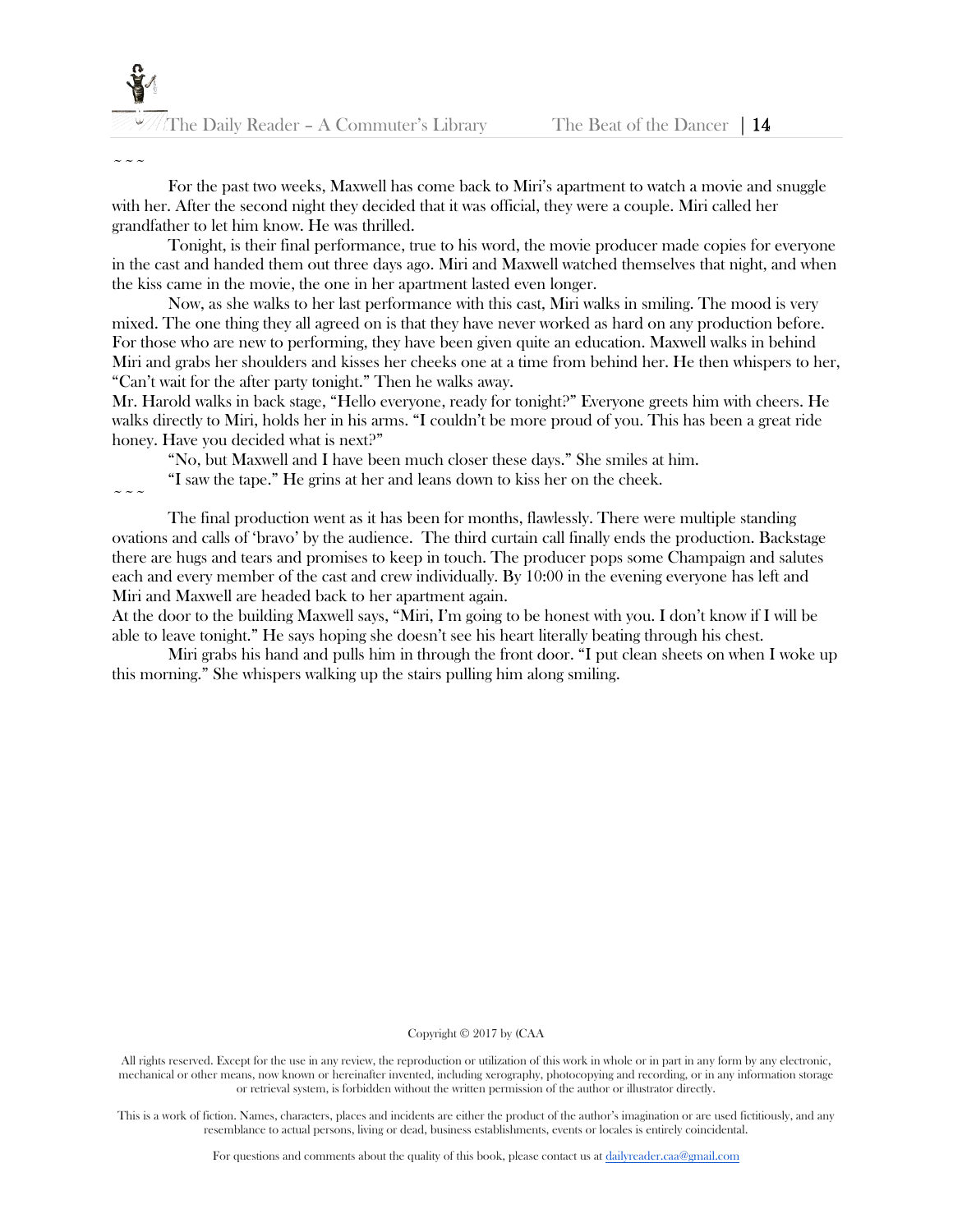~ ~ ~

For the past two weeks, Maxwell has come back to Miri's apartment to watch a movie and snuggle with her. After the second night they decided that it was official, they were a couple. Miri called her grandfather to let him know. He was thrilled.

Tonight, is their final performance, true to his word, the movie producer made copies for everyone in the cast and handed them out three days ago. Miri and Maxwell watched themselves that night, and when the kiss came in the movie, the one in her apartment lasted even longer.

Now, as she walks to her last performance with this cast, Miri walks in smiling. The mood is very mixed. The one thing they all agreed on is that they have never worked as hard on any production before. For those who are new to performing, they have been given quite an education. Maxwell walks in behind Miri and grabs her shoulders and kisses her cheeks one at a time from behind her. He then whispers to her, "Can't wait for the after party tonight." Then he walks away.

Mr. Harold walks in back stage, "Hello everyone, ready for tonight?" Everyone greets him with cheers. He walks directly to Miri, holds her in his arms. "I couldn't be more proud of you. This has been a great ride honey. Have you decided what is next?"

"No, but Maxwell and I have been much closer these days." She smiles at him.

"I saw the tape." He grins at her and leans down to kiss her on the cheek.

~ ~ ~

The final production went as it has been for months, flawlessly. There were multiple standing ovations and calls of 'bravo' by the audience. The third curtain call finally ends the production. Backstage there are hugs and tears and promises to keep in touch. The producer pops some Champaign and salutes each and every member of the cast and crew individually. By 10:00 in the evening everyone has left and Miri and Maxwell are headed back to her apartment again.

At the door to the building Maxwell says, "Miri, I'm going to be honest with you. I don't know if I will be able to leave tonight." He says hoping she doesn't see his heart literally beating through his chest.

Miri grabs his hand and pulls him in through the front door. "I put clean sheets on when I woke up this morning." She whispers walking up the stairs pulling him along smiling.

Copyright © 2017 by (CAA

All rights reserved. Except for the use in any review, the reproduction or utilization of this work in whole or in part in any form by any electronic, mechanical or other means, now known or hereinafter invented, including xerography, photocopying and recording, or in any information storage or retrieval system, is forbidden without the written permission of the author or illustrator directly.

This is a work of fiction. Names, characters, places and incidents are either the product of the author's imagination or are used fictitiously, and any resemblance to actual persons, living or dead, business establishments, events or locales is entirely coincidental.

For questions and comments about the quality of this book, please contact us at dailyreader.caa@gmail.com